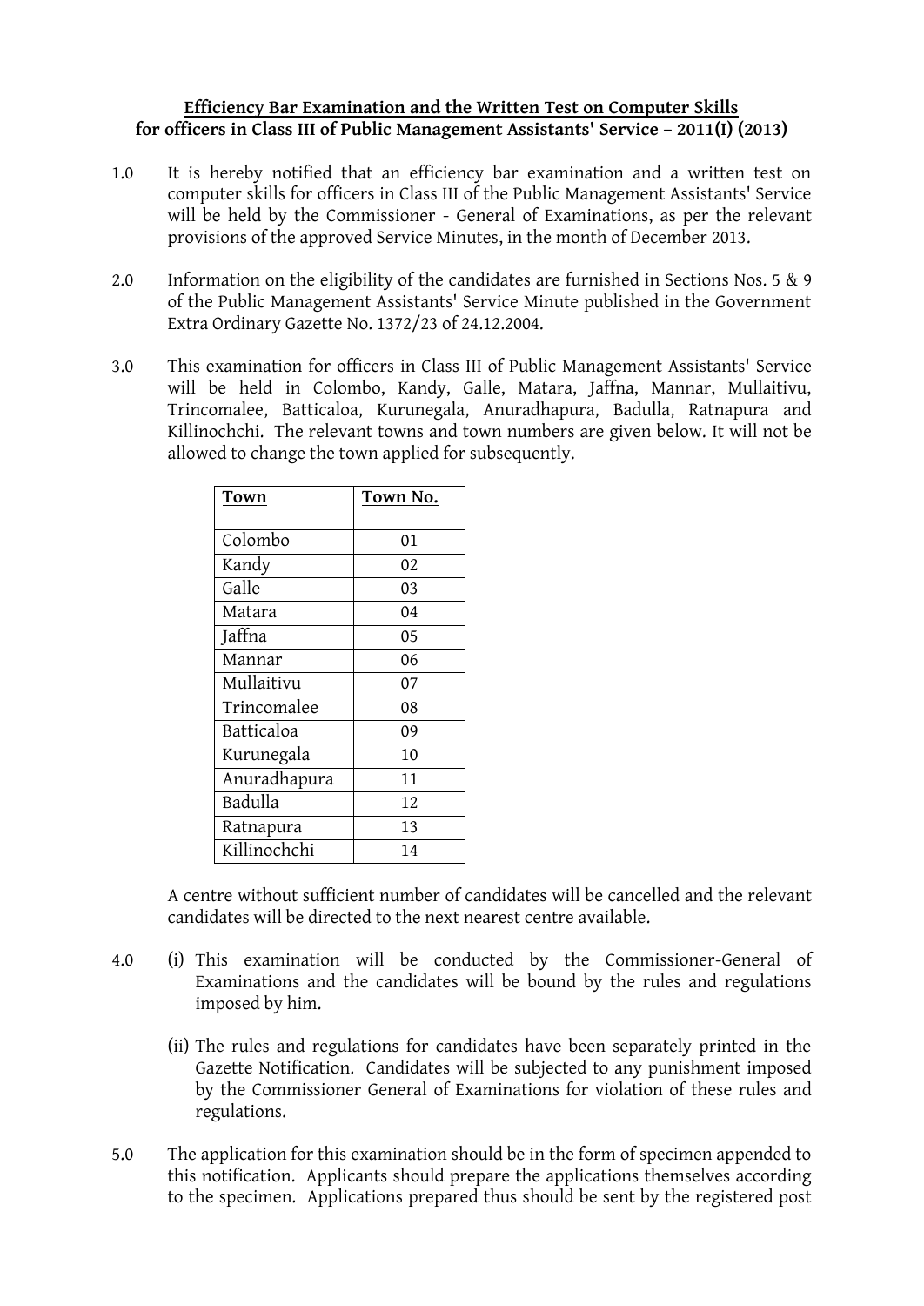**Efficiency Bar Examination and the Written Test on Computer Skills for officers in Class III of Public Management Assistants' Service – 2011(I) (2013)**

1.0 It is hereby notified that an efficiency bar examination and a written test on computer skills for officers in Class III of the Public Management Assistants' Service will be held by the Commissioner - General of Examinations, as per the relevant provisions of the approved Service Minutes, in the month of December 2013.

2.0 Information on the eligibility of the candidates are furnished in Sections Nos. 5 & 9 of the Public Management Assistants' Service Minute published in the Government Extra Ordinary Gazette No. 1372/23 of 24.12.2004.

3.0 This examination for officers in Class III of Public Management Assistants' Service will be held in Colombo, Kandy, Galle, Matara, Jaffna, Mannar, Mullaitivu, Trincomalee, Batticaloa, Kurunegala, Anuradhapura, Badulla, Ratnapura and Killinochchi. The relevant towns and town numbers are given below. It will not be allowed to change the town applied for subsequently.

| Town | Town No. |
|---|---|
| Colombo | 01 |
| Kandy | 02 |
| Galle | 03 |
| Matara | 04 |
| Jaffna | 05 |
| Mannar | 06 |
| Mullaitivu | 07 |
| Trincomalee | 08 |
| Batticaloa | 09 |
| Kurunegala | 10 |
| Anuradhapura | 11 |
| Badulla | 12 |
| Ratnapura | 13 |
| Killinochchi | 14 |

A centre without sufficient number of candidates will be cancelled and the relevant candidates will be directed to the next nearest centre available.

4.0 (i) This examination will be conducted by the Commissioner-General of Examinations and the candidates will be bound by the rules and regulations imposed by him.

(ii) The rules and regulations for candidates have been separately printed in the Gazette Notification. Candidates will be subjected to any punishment imposed by the Commissioner General of Examinations for violation of these rules and regulations.

5.0 The application for this examination should be in the form of specimen appended to this notification. Applicants should prepare the applications themselves according to the specimen. Applications prepared thus should be sent by the registered post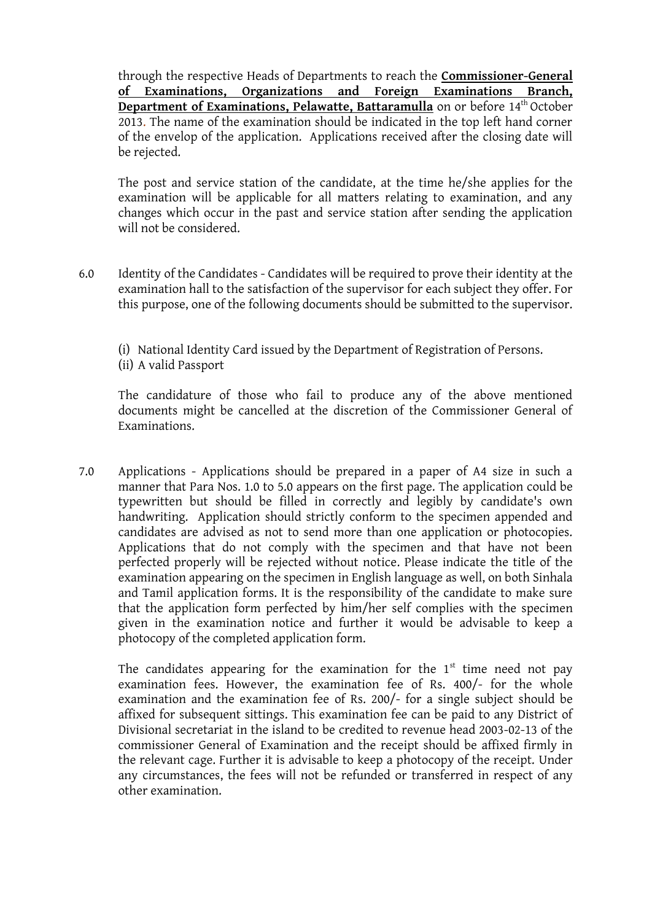through the respective Heads of Departments to reach the **Commissioner-General of Examinations, Organizations and Foreign Examinations Branch, Department of Examinations, Pelawatte, Battaramulla** on or before 14th October 2013. The name of the examination should be indicated in the top left hand corner of the envelop of the application. Applications received after the closing date will be rejected.

The post and service station of the candidate, at the time he/she applies for the examination will be applicable for all matters relating to examination, and any changes which occur in the past and service station after sending the application will not be considered.

6.0 Identity of the Candidates - Candidates will be required to prove their identity at the examination hall to the satisfaction of the supervisor for each subject they offer. For this purpose, one of the following documents should be submitted to the supervisor.

(i) National Identity Card issued by the Department of Registration of Persons.
(ii) A valid Passport

The candidature of those who fail to produce any of the above mentioned documents might be cancelled at the discretion of the Commissioner General of Examinations.

7.0 Applications - Applications should be prepared in a paper of A4 size in such a manner that Para Nos. 1.0 to 5.0 appears on the first page. The application could be typewritten but should be filled in correctly and legibly by candidate's own handwriting. Application should strictly conform to the specimen appended and candidates are advised as not to send more than one application or photocopies. Applications that do not comply with the specimen and that have not been perfected properly will be rejected without notice. Please indicate the title of the examination appearing on the specimen in English language as well, on both Sinhala and Tamil application forms. It is the responsibility of the candidate to make sure that the application form perfected by him/her self complies with the specimen given in the examination notice and further it would be advisable to keep a photocopy of the completed application form.

The candidates appearing for the examination for the 1st time need not pay examination fees. However, the examination fee of Rs. 400/- for the whole examination and the examination fee of Rs. 200/- for a single subject should be affixed for subsequent sittings. This examination fee can be paid to any District of Divisional secretariat in the island to be credited to revenue head 2003-02-13 of the commissioner General of Examination and the receipt should be affixed firmly in the relevant cage. Further it is advisable to keep a photocopy of the receipt. Under any circumstances, the fees will not be refunded or transferred in respect of any other examination.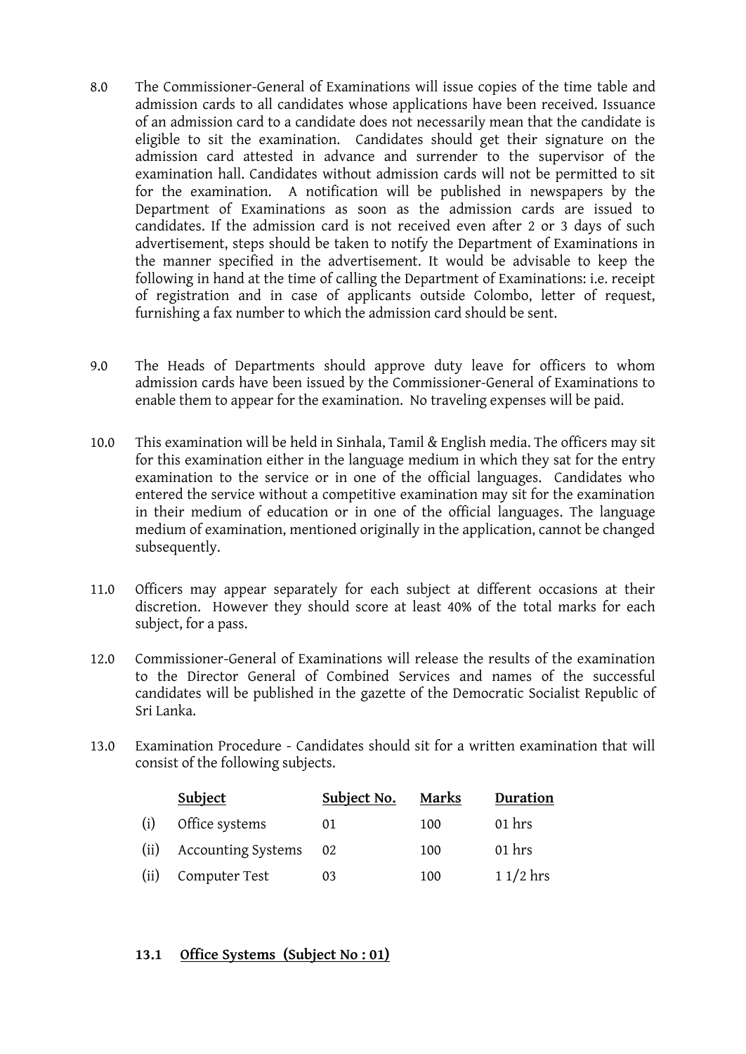8.0 The Commissioner-General of Examinations will issue copies of the time table and admission cards to all candidates whose applications have been received. Issuance of an admission card to a candidate does not necessarily mean that the candidate is eligible to sit the examination. Candidates should get their signature on the admission card attested in advance and surrender to the supervisor of the examination hall. Candidates without admission cards will not be permitted to sit for the examination. A notification will be published in newspapers by the Department of Examinations as soon as the admission cards are issued to candidates. If the admission card is not received even after 2 or 3 days of such advertisement, steps should be taken to notify the Department of Examinations in the manner specified in the advertisement. It would be advisable to keep the following in hand at the time of calling the Department of Examinations: i.e. receipt of registration and in case of applicants outside Colombo, letter of request, furnishing a fax number to which the admission card should be sent.

9.0 The Heads of Departments should approve duty leave for officers to whom admission cards have been issued by the Commissioner-General of Examinations to enable them to appear for the examination. No traveling expenses will be paid.

10.0 This examination will be held in Sinhala, Tamil & English media. The officers may sit for this examination either in the language medium in which they sat for the entry examination to the service or in one of the official languages. Candidates who entered the service without a competitive examination may sit for the examination in their medium of education or in one of the official languages. The language medium of examination, mentioned originally in the application, cannot be changed subsequently.

11.0 Officers may appear separately for each subject at different occasions at their discretion. However they should score at least 40% of the total marks for each subject, for a pass.

12.0 Commissioner-General of Examinations will release the results of the examination to the Director General of Combined Services and names of the successful candidates will be published in the gazette of the Democratic Socialist Republic of Sri Lanka.

13.0 Examination Procedure - Candidates should sit for a written examination that will consist of the following subjects.

| | Subject | Subject No. | Marks | Duration |
|---|---|---|---|---|
| (i) | Office systems | 01 | 100 | 01 hrs |
| (ii) | Accounting Systems | 02 | 100 | 01 hrs |
| (ii) | Computer Test | 03 | 100 | 1 1/2 hrs |

### 13.1 Office Systems (Subject No : 01)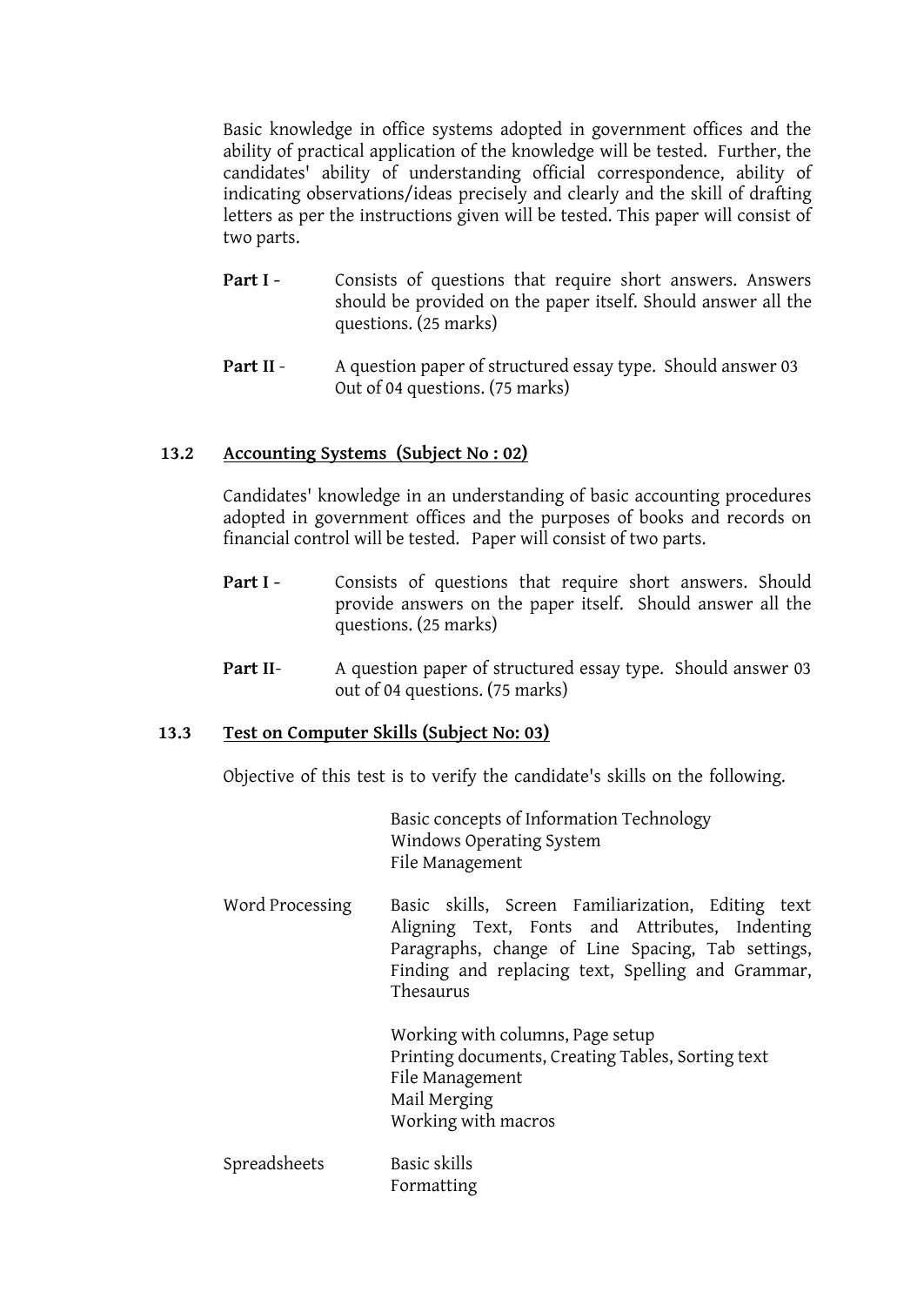Basic knowledge in office systems adopted in government offices and the ability of practical application of the knowledge will be tested. Further, the candidates' ability of understanding official correspondence, ability of indicating observations/ideas precisely and clearly and the skill of drafting letters as per the instructions given will be tested. This paper will consist of two parts.

**Part I** - Consists of questions that require short answers. Answers should be provided on the paper itself. Should answer all the questions. (25 marks)

**Part II** - A question paper of structured essay type. Should answer 03 Out of 04 questions. (75 marks)

### 13.2 Accounting Systems (Subject No : 02)

Candidates' knowledge in an understanding of basic accounting procedures adopted in government offices and the purposes of books and records on financial control will be tested. Paper will consist of two parts.

**Part I** - Consists of questions that require short answers. Should provide answers on the paper itself. Should answer all the questions. (25 marks)

**Part II**- A question paper of structured essay type. Should answer 03 out of 04 questions. (75 marks)

### 13.3 Test on Computer Skills (Subject No: 03)

Objective of this test is to verify the candidate's skills on the following.

Basic concepts of Information Technology
Windows Operating System
File Management

**Word Processing**

Basic skills, Screen Familiarization, Editing text Aligning Text, Fonts and Attributes, Indenting Paragraphs, change of Line Spacing, Tab settings, Finding and replacing text, Spelling and Grammar, Thesaurus

Working with columns, Page setup
Printing documents, Creating Tables, Sorting text
File Management
Mail Merging
Working with macros

**Spreadsheets**

Basic skills
Formatting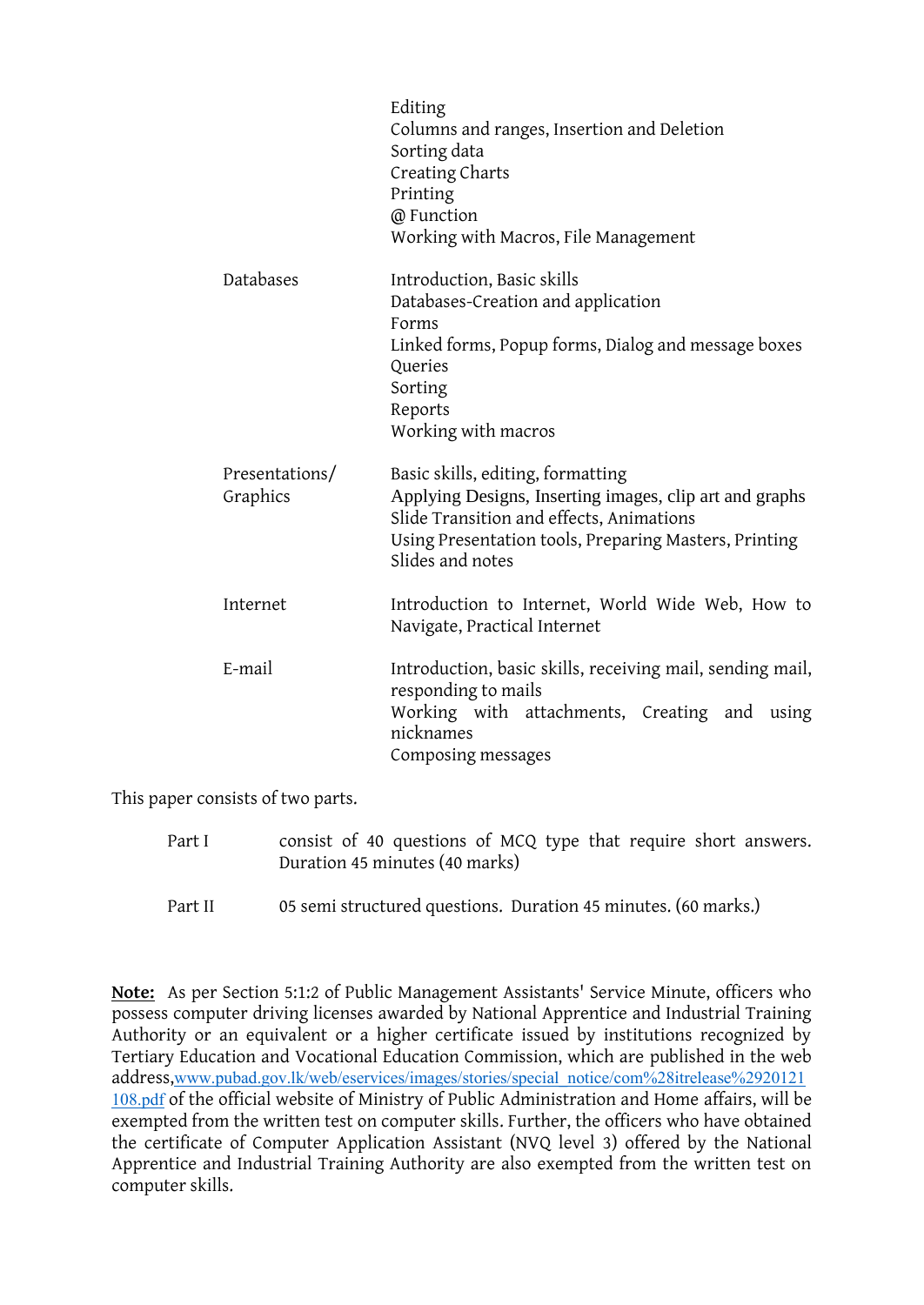| | |
|---|---|
| | Editing<br>Columns and ranges, Insertion and Deletion<br>Sorting data<br>Creating Charts<br>Printing<br>@ Function<br>Working with Macros, File Management |
| Databases | Introduction, Basic skills<br>Databases-Creation and application<br>Forms<br>Linked forms, Popup forms, Dialog and message boxes<br>Queries<br>Sorting<br>Reports<br>Working with macros |
| Presentations/ Graphics | Basic skills, editing, formatting<br>Applying Designs, Inserting images, clip art and graphs<br>Slide Transition and effects, Animations<br>Using Presentation tools, Preparing Masters, Printing Slides and notes |
| Internet | Introduction to Internet, World Wide Web, How to Navigate, Practical Internet |
| E-mail | Introduction, basic skills, receiving mail, sending mail, responding to mails<br>Working with attachments, Creating and using nicknames<br>Composing messages |

This paper consists of two parts.

| | |
|---|---|
| Part I | consist of 40 questions of MCQ type that require short answers. Duration 45 minutes (40 marks) |
| Part II | 05 semi structured questions. Duration 45 minutes. (60 marks.) |

**Note:** As per Section 5:1:2 of Public Management Assistants' Service Minute, officers who possess computer driving licenses awarded by National Apprentice and Industrial Training Authority or an equivalent or a higher certificate issued by institutions recognized by Tertiary Education and Vocational Education Commission, which are published in the web address, www.pubad.gov.lk/web/eservices/images/stories/special_notice/com%28itrelease%2920121108.pdf of the official website of Ministry of Public Administration and Home affairs, will be exempted from the written test on computer skills. Further, the officers who have obtained the certificate of Computer Application Assistant (NVQ level 3) offered by the National Apprentice and Industrial Training Authority are also exempted from the written test on computer skills.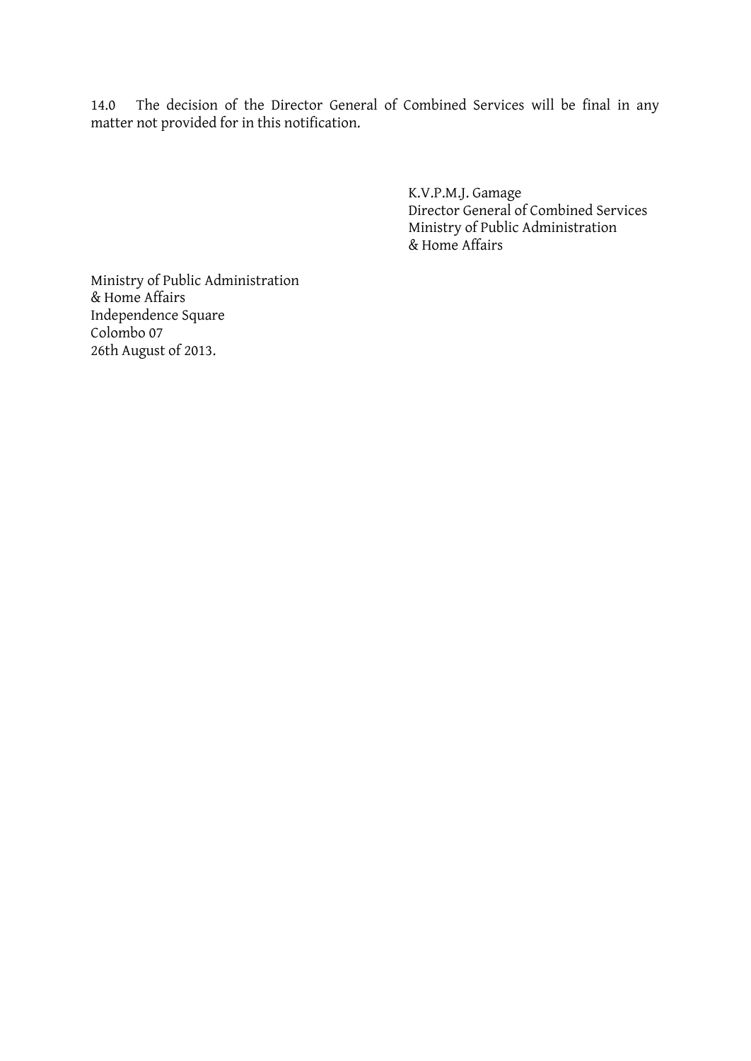14.0 The decision of the Director General of Combined Services will be final in any matter not provided for in this notification.

K.V.P.M.J. Gamage  
Director General of Combined Services  
Ministry of Public Administration  
& Home Affairs

Ministry of Public Administration  
& Home Affairs  
Independence Square  
Colombo 07  
26th August of 2013.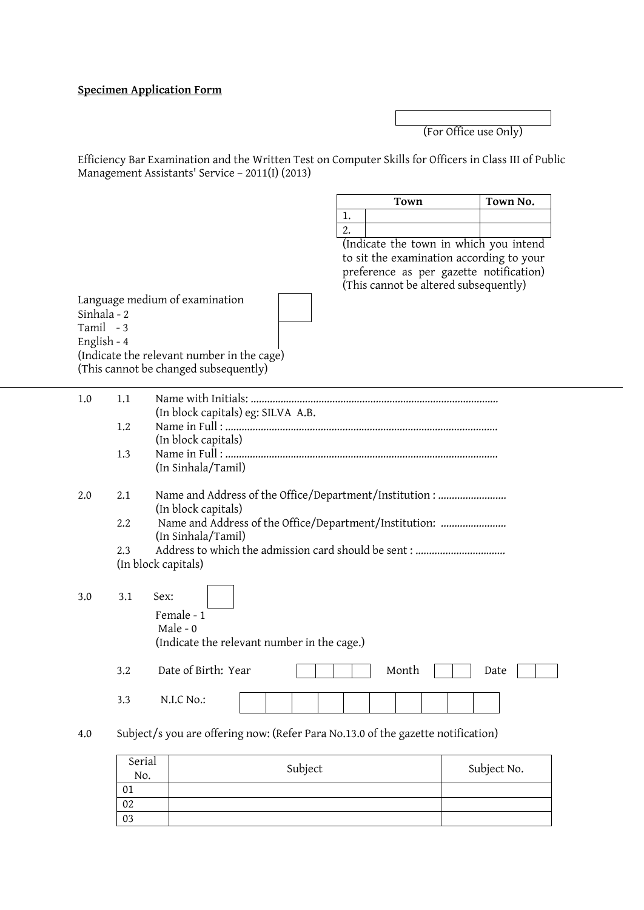**Specimen Application Form**

| |
|---|
| |

(For Office use Only)

Efficiency Bar Examination and the Written Test on Computer Skills for Officers in Class III of Public Management Assistants' Service – 2011(I) (2013)

| | Town | Town No. |
|---|---|---|
| 1. | | |
| 2. | | |

(Indicate the town in which you intend to sit the examination according to your preference as per gazette notification)
(This cannot be altered subsequently)

Language medium of examination
Sinhala - 2
Tamil - 3
English - 4
(Indicate the relevant number in the cage)
(This cannot be changed subsequently)

---

1.0
- 1.1 Name with Initials: ..........................................................................................
  (In block capitals) eg: SILVA A.B.
- 1.2 Name in Full : ..................................................................................................
  (In block capitals)
- 1.3 Name in Full : ..................................................................................................
  (In Sinhala/Tamil)

2.0
- 2.1 Name and Address of the Office/Department/Institution : .........................
  (In block capitals)
- 2.2 Name and Address of the Office/Department/Institution: ........................
  (In Sinhala/Tamil)
- 2.3 Address to which the admission card should be sent : ................................
  (In block capitals)

3.0
- 3.1 Sex:
  Female - 1
  Male - 0
  (Indicate the relevant number in the cage.)
- 3.2 Date of Birth: Year | | | | | Month | | | Date | | |
- 3.3 N.I.C No.: | | | | | | | | | | |

4.0 Subject/s you are offering now: (Refer Para No.13.0 of the gazette notification)

| Serial No. | Subject | Subject No. |
|---|---|---|
| 01 | | |
| 02 | | |
| 03 | | |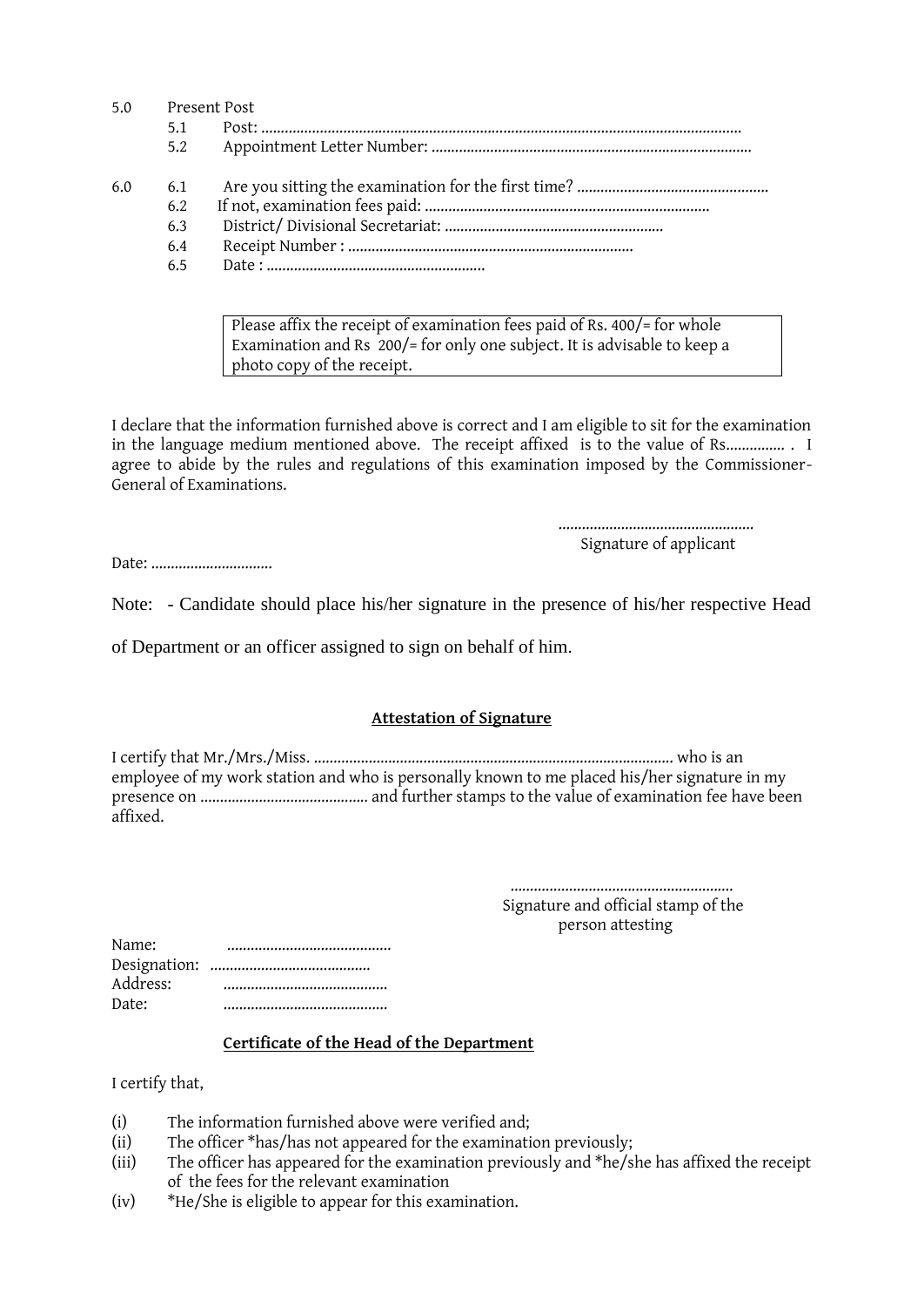5.0 Present Post

- 5.1 Post: ..........................................................................................................................
- 5.2 Appointment Letter Number: .................................................................................

6.0

- 6.1 Are you sitting the examination for the first time? .................................................
- 6.2 If not, examination fees paid: .........................................................................
- 6.3 District/ Divisional Secretariat: .........................................................
- 6.4 Receipt Number : ..........................................................................
- 6.5 Date : ..........................................................

> Please affix the receipt of examination fees paid of Rs. 400/= for whole Examination and Rs 200/= for only one subject. It is advisable to keep a photo copy of the receipt.

I declare that the information furnished above is correct and I am eligible to sit for the examination in the language medium mentioned above. The receipt affixed is to the value of Rs............... . I agree to abide by the rules and regulations of this examination imposed by the Commissioner-General of Examinations.

..................................................
Signature of applicant

Date: ...............................

Note: - Candidate should place his/her signature in the presence of his/her respective Head of Department or an officer assigned to sign on behalf of him.

## Attestation of Signature

I certify that Mr./Mrs./Miss. ............................................................................................ who is an employee of my work station and who is personally known to me placed his/her signature in my presence on ........................................... and further stamps to the value of examination fee have been affixed.

..........................................................
Signature and official stamp of the person attesting

Name: ..........................................
Designation: .........................................
Address: ..........................................
Date: ..........................................

## Certificate of the Head of the Department

I certify that,

- (i) The information furnished above were verified and;
- (ii) The officer *has/has not appeared for the examination previously;
- (iii) The officer has appeared for the examination previously and *he/she has affixed the receipt of the fees for the relevant examination
- (iv) *He/She is eligible to appear for this examination.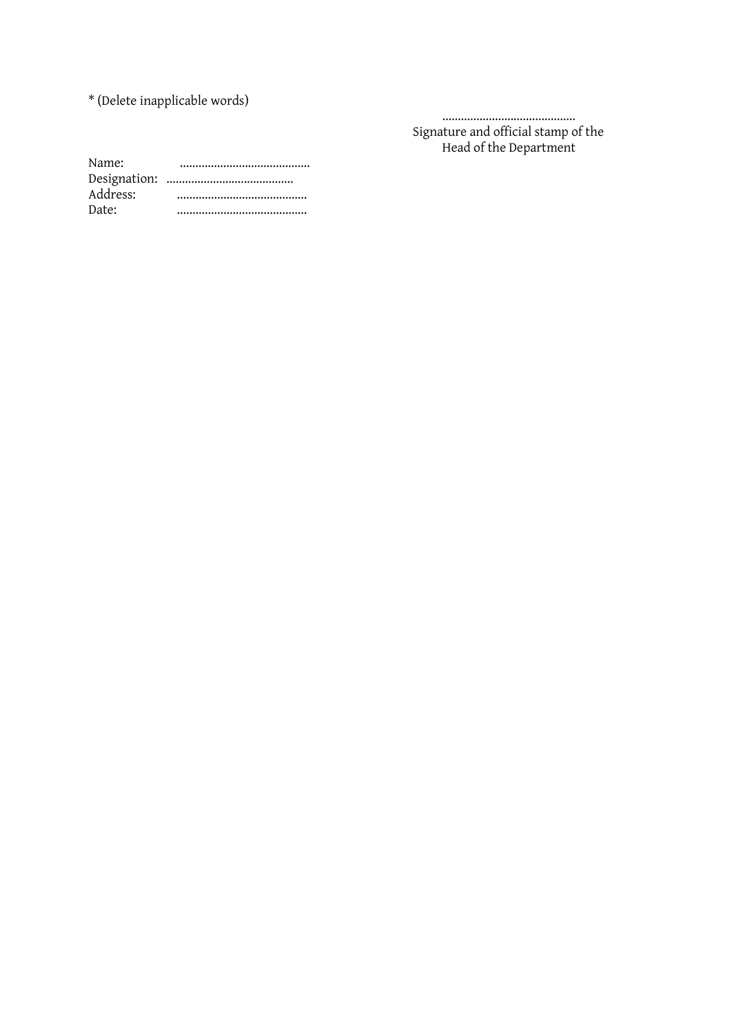* (Delete inapplicable words)

..........................................
Signature and official stamp of the
Head of the Department

Name: ..........................................
Designation: ..........................................
Address: ..........................................
Date: ..........................................